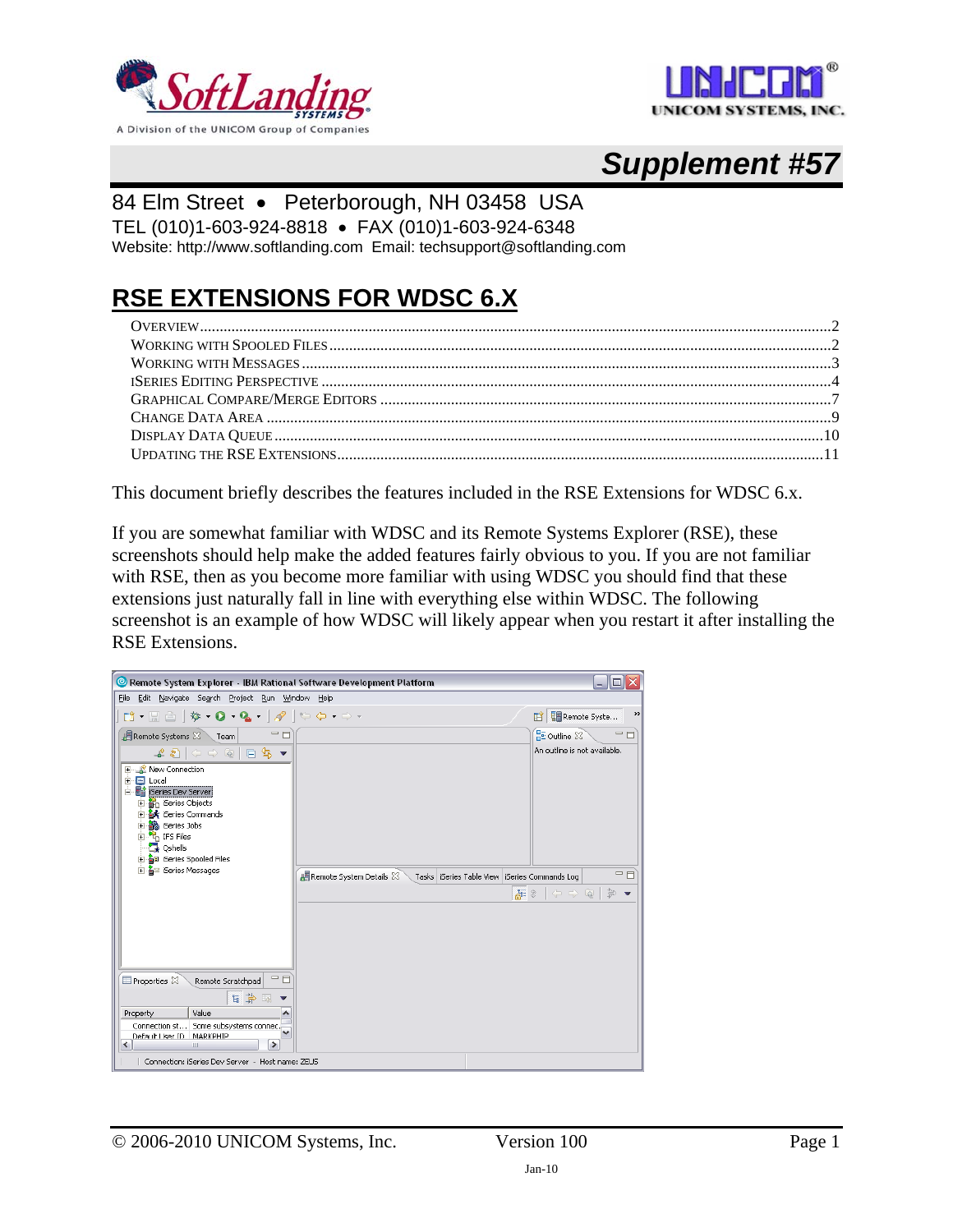# Supplement #57

84 Elm Street • Peterborough, NH 03458 USA
TEL (010)1-603-924-8818 • FAX (010)1-603-924-6348
Website: http://www.softlanding.com Email: techsupport@softlanding.com

## RSE EXTENSIONS FOR WDSC 6.X

- OVERVIEW ... 2
- WORKING WITH SPOOLED FILES ... 2
- WORKING WITH MESSAGES ... 3
- ISERIES EDITING PERSPECTIVE ... 4
- GRAPHICAL COMPARE/MERGE EDITORS ... 7
- CHANGE DATA AREA ... 9
- DISPLAY DATA QUEUE ... 10
- UPDATING THE RSE EXTENSIONS ... 11

This document briefly describes the features included in the RSE Extensions for WDSC 6.x.

If you are somewhat familiar with WDSC and its Remote Systems Explorer (RSE), these screenshots should help make the added features fairly obvious to you. If you are not familiar with RSE, then as you become more familiar with using WDSC you should find that these extensions just naturally fall in line with everything else within WDSC. The following screenshot is an example of how WDSC will likely appear when you restart it after installing the RSE Extensions.

© 2006-2010 UNICOM Systems, Inc. Version 100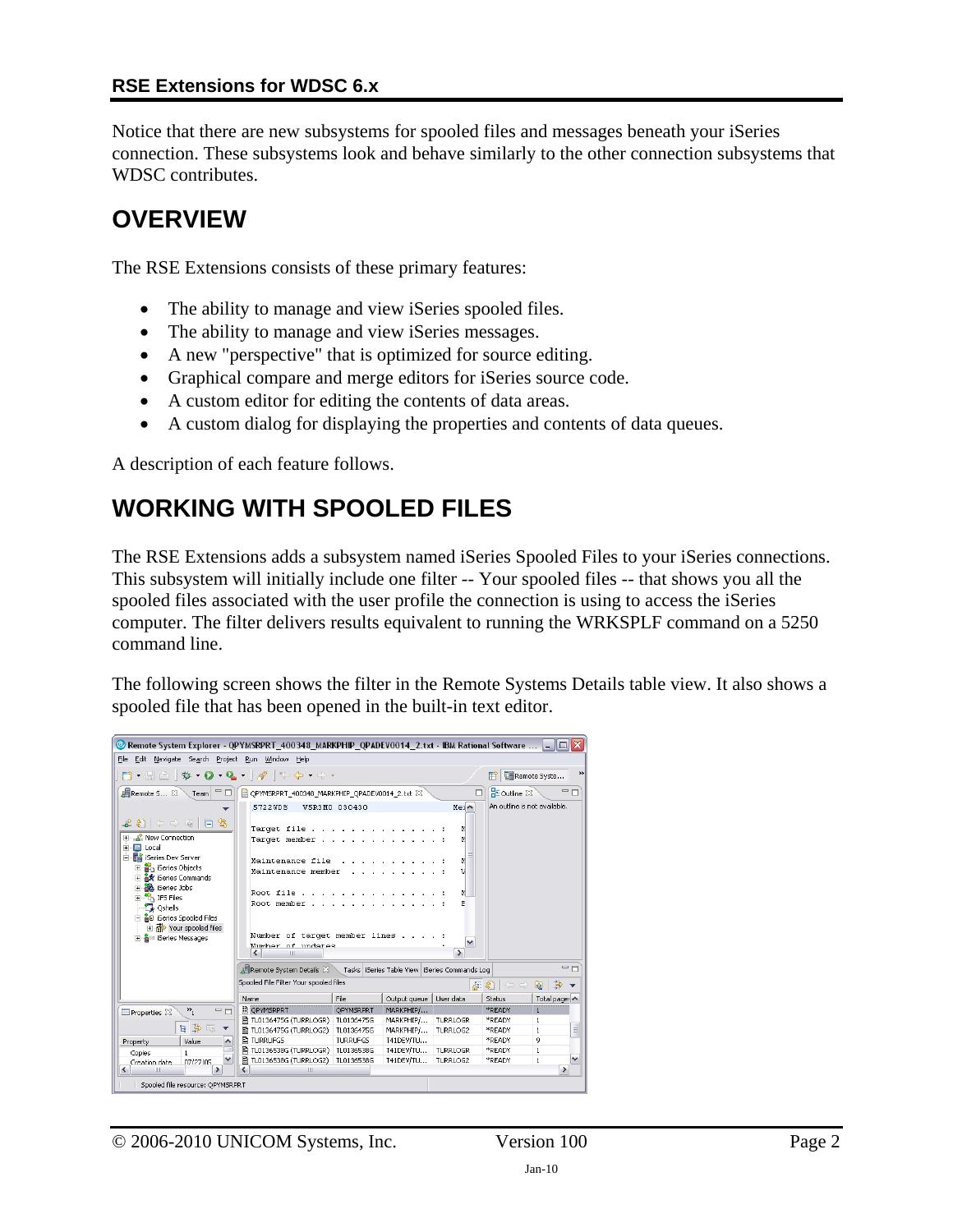Notice that there are new subsystems for spooled files and messages beneath your iSeries connection. These subsystems look and behave similarly to the other connection subsystems that WDSC contributes.

## OVERVIEW

The RSE Extensions consists of these primary features:

- The ability to manage and view iSeries spooled files.
- The ability to manage and view iSeries messages.
- A new "perspective" that is optimized for source editing.
- Graphical compare and merge editors for iSeries source code.
- A custom editor for editing the contents of data areas.
- A custom dialog for displaying the properties and contents of data queues.

A description of each feature follows.

## WORKING WITH SPOOLED FILES

The RSE Extensions adds a subsystem named iSeries Spooled Files to your iSeries connections. This subsystem will initially include one filter -- Your spooled files -- that shows you all the spooled files associated with the user profile the connection is using to access the iSeries computer. The filter delivers results equivalent to running the WRKSPLF command on a 5250 command line.

The following screen shows the filter in the Remote Systems Details table view. It also shows a spooled file that has been opened in the built-in text editor.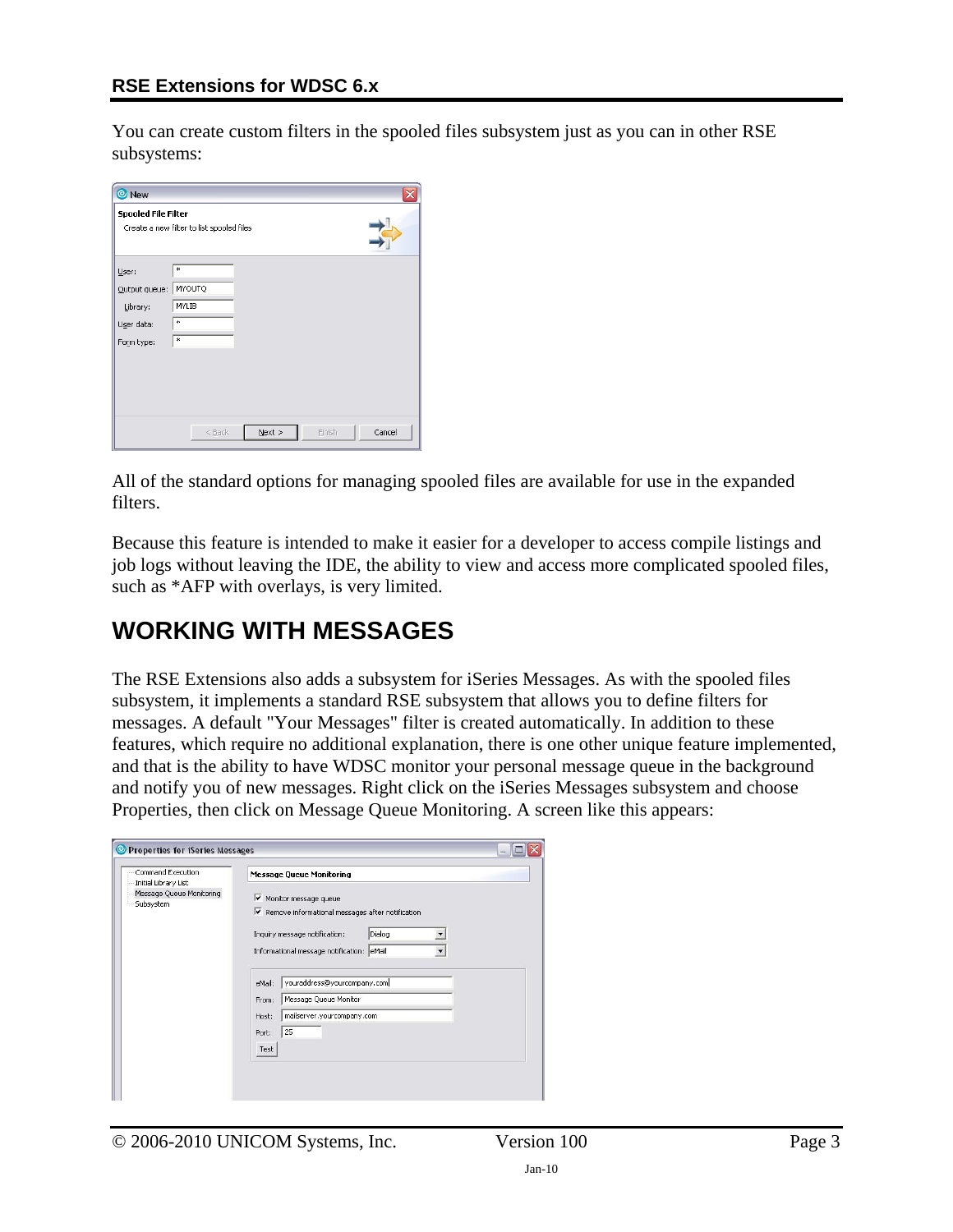You can create custom filters in the spooled files subsystem just as you can in other RSE subsystems:

All of the standard options for managing spooled files are available for use in the expanded filters.

Because this feature is intended to make it easier for a developer to access compile listings and job logs without leaving the IDE, the ability to view and access more complicated spooled files, such as *AFP with overlays, is very limited.

# WORKING WITH MESSAGES

The RSE Extensions also adds a subsystem for iSeries Messages. As with the spooled files subsystem, it implements a standard RSE subsystem that allows you to define filters for messages. A default "Your Messages" filter is created automatically. In addition to these features, which require no additional explanation, there is one other unique feature implemented, and that is the ability to have WDSC monitor your personal message queue in the background and notify you of new messages. Right click on the iSeries Messages subsystem and choose Properties, then click on Message Queue Monitoring. A screen like this appears: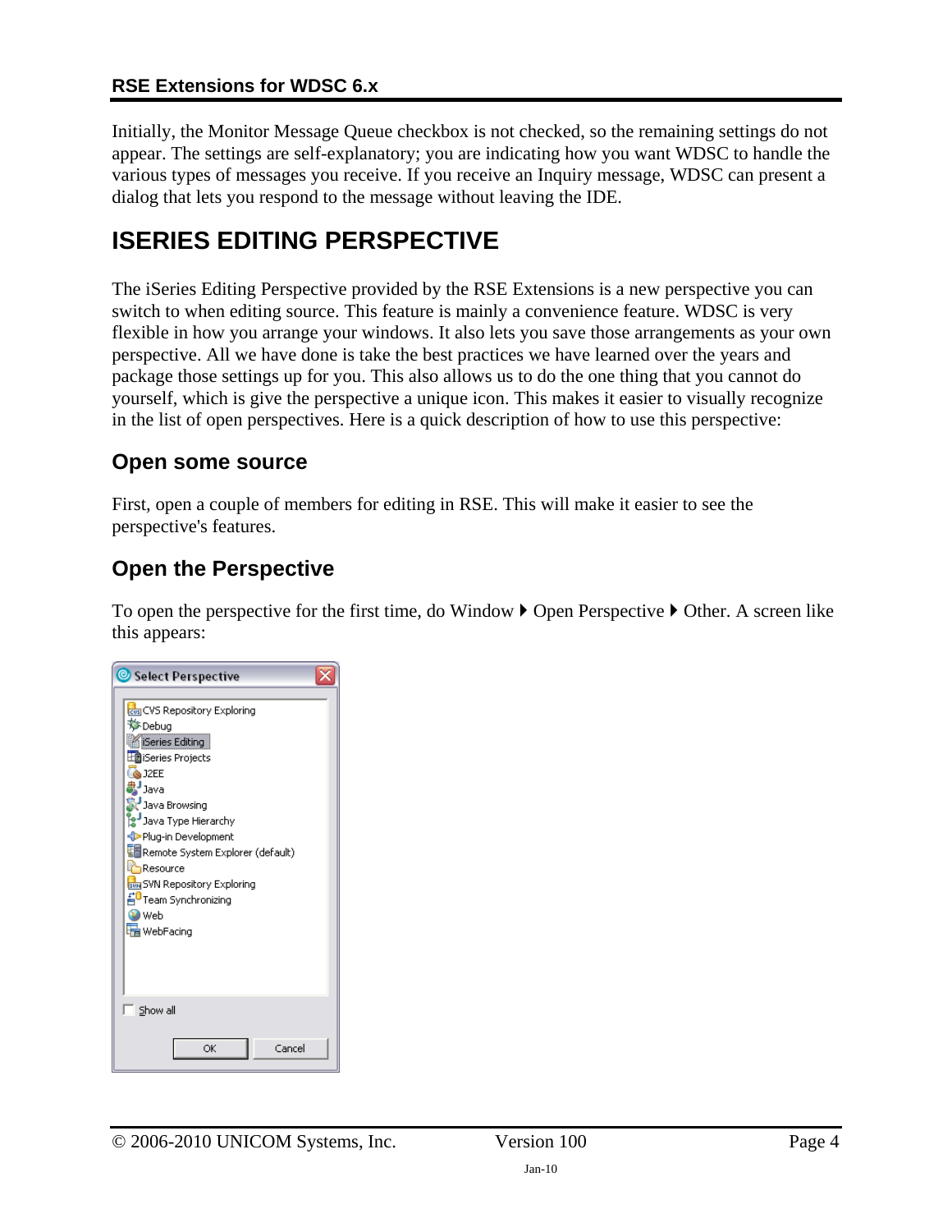Initially, the Monitor Message Queue checkbox is not checked, so the remaining settings do not appear. The settings are self-explanatory; you are indicating how you want WDSC to handle the various types of messages you receive. If you receive an Inquiry message, WDSC can present a dialog that lets you respond to the message without leaving the IDE.

# ISERIES EDITING PERSPECTIVE

The iSeries Editing Perspective provided by the RSE Extensions is a new perspective you can switch to when editing source. This feature is mainly a convenience feature. WDSC is very flexible in how you arrange your windows. It also lets you save those arrangements as your own perspective. All we have done is take the best practices we have learned over the years and package those settings up for you. This also allows us to do the one thing that you cannot do yourself, which is give the perspective a unique icon. This makes it easier to visually recognize in the list of open perspectives. Here is a quick description of how to use this perspective:

## Open some source

First, open a couple of members for editing in RSE. This will make it easier to see the perspective's features.

## Open the Perspective

To open the perspective for the first time, do Window ▸ Open Perspective ▸ Other. A screen like this appears: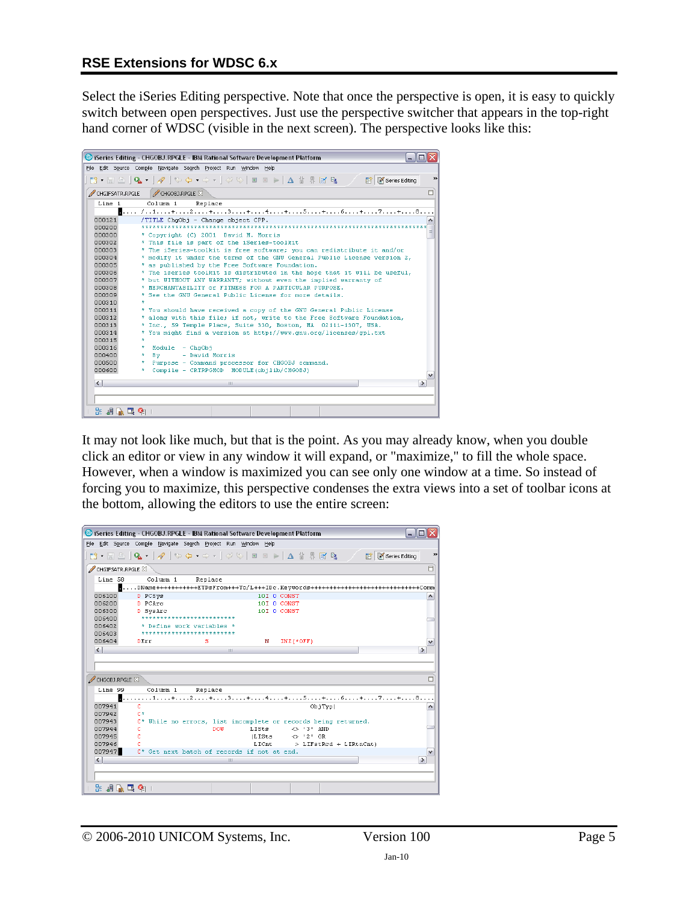Select the iSeries Editing perspective. Note that once the perspective is open, it is easy to quickly switch between open perspectives. Just use the perspective switcher that appears in the top-right hand corner of WDSC (visible in the next screen). The perspective looks like this:

It may not look like much, but that is the point. As you may already know, when you double click an editor or view in any window it will expand, or "maximize," to fill the whole space. However, when a window is maximized you can see only one window at a time. So instead of forcing you to maximize, this perspective condenses the extra views into a set of toolbar icons at the bottom, allowing the editors to use the entire screen: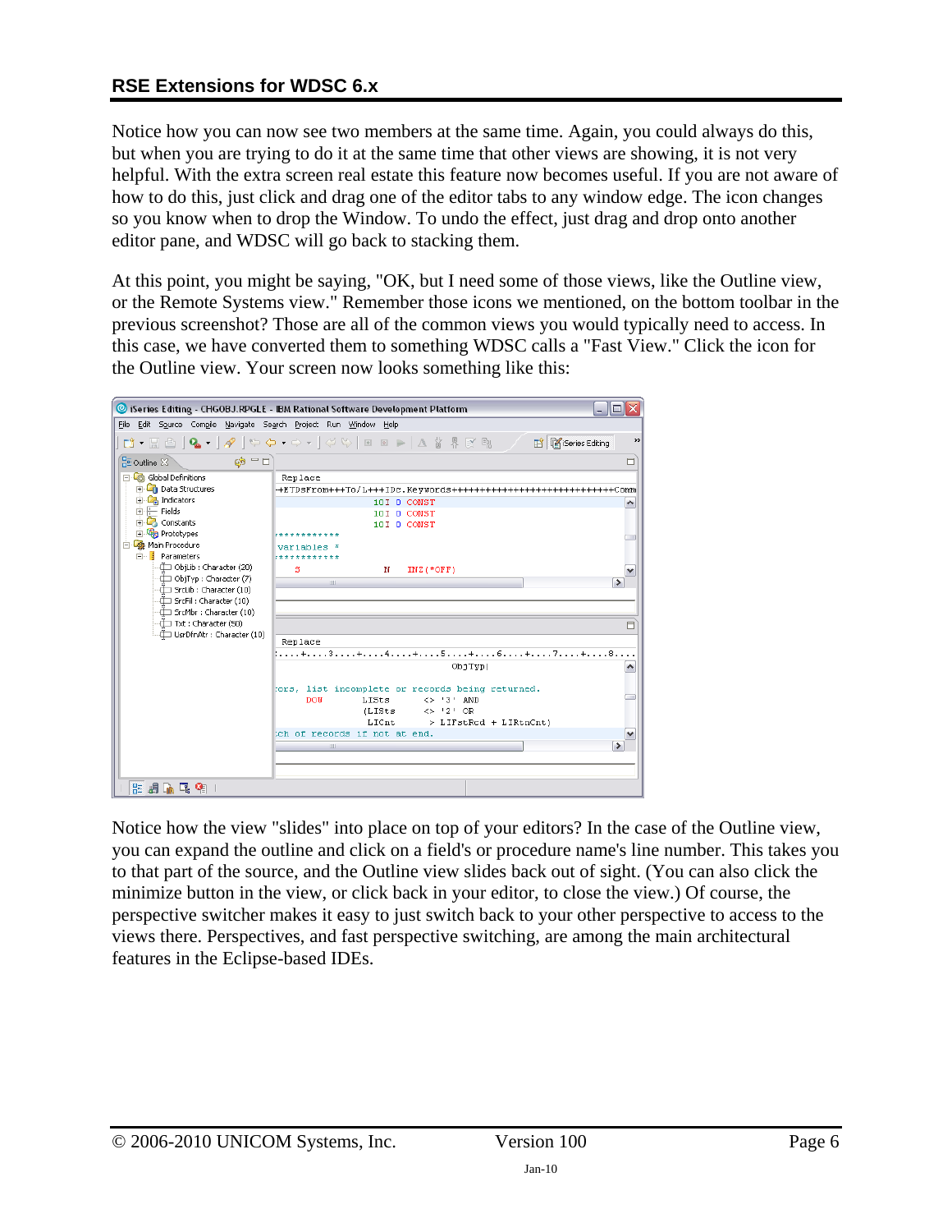Notice how you can now see two members at the same time. Again, you could always do this, but when you are trying to do it at the same time that other views are showing, it is not very helpful. With the extra screen real estate this feature now becomes useful. If you are not aware of how to do this, just click and drag one of the editor tabs to any window edge. The icon changes so you know when to drop the Window. To undo the effect, just drag and drop onto another editor pane, and WDSC will go back to stacking them.

At this point, you might be saying, "OK, but I need some of those views, like the Outline view, or the Remote Systems view." Remember those icons we mentioned, on the bottom toolbar in the previous screenshot? Those are all of the common views you would typically need to access. In this case, we have converted them to something WDSC calls a "Fast View." Click the icon for the Outline view. Your screen now looks something like this:

Notice how the view "slides" into place on top of your editors? In the case of the Outline view, you can expand the outline and click on a field's or procedure name's line number. This takes you to that part of the source, and the Outline view slides back out of sight. (You can also click the minimize button in the view, or click back in your editor, to close the view.) Of course, the perspective switcher makes it easy to just switch back to your other perspective to access to the views there. Perspectives, and fast perspective switching, are among the main architectural features in the Eclipse-based IDEs.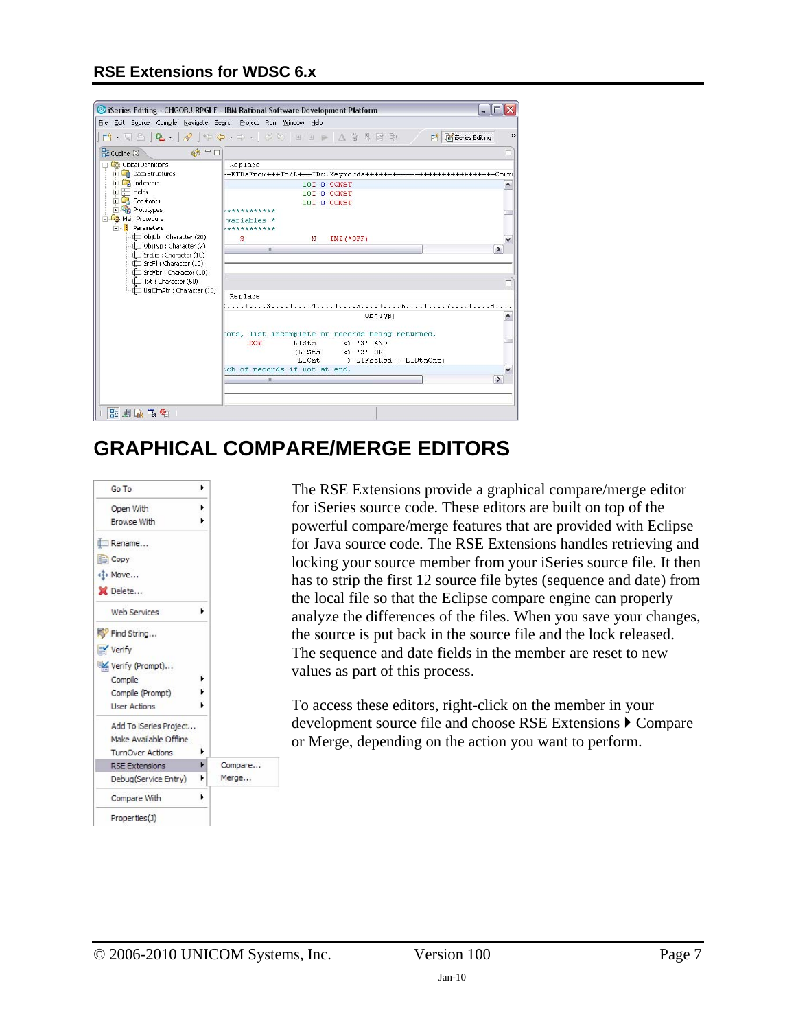## GRAPHICAL COMPARE/MERGE EDITORS

The RSE Extensions provide a graphical compare/merge editor for iSeries source code. These editors are built on top of the powerful compare/merge features that are provided with Eclipse for Java source code. The RSE Extensions handles retrieving and locking your source member from your iSeries source file. It then has to strip the first 12 source file bytes (sequence and date) from the local file so that the Eclipse compare engine can properly analyze the differences of the files. When you save your changes, the source is put back in the source file and the lock released. The sequence and date fields in the member are reset to new values as part of this process.

To access these editors, right-click on the member in your development source file and choose RSE Extensions ▶ Compare or Merge, depending on the action you want to perform.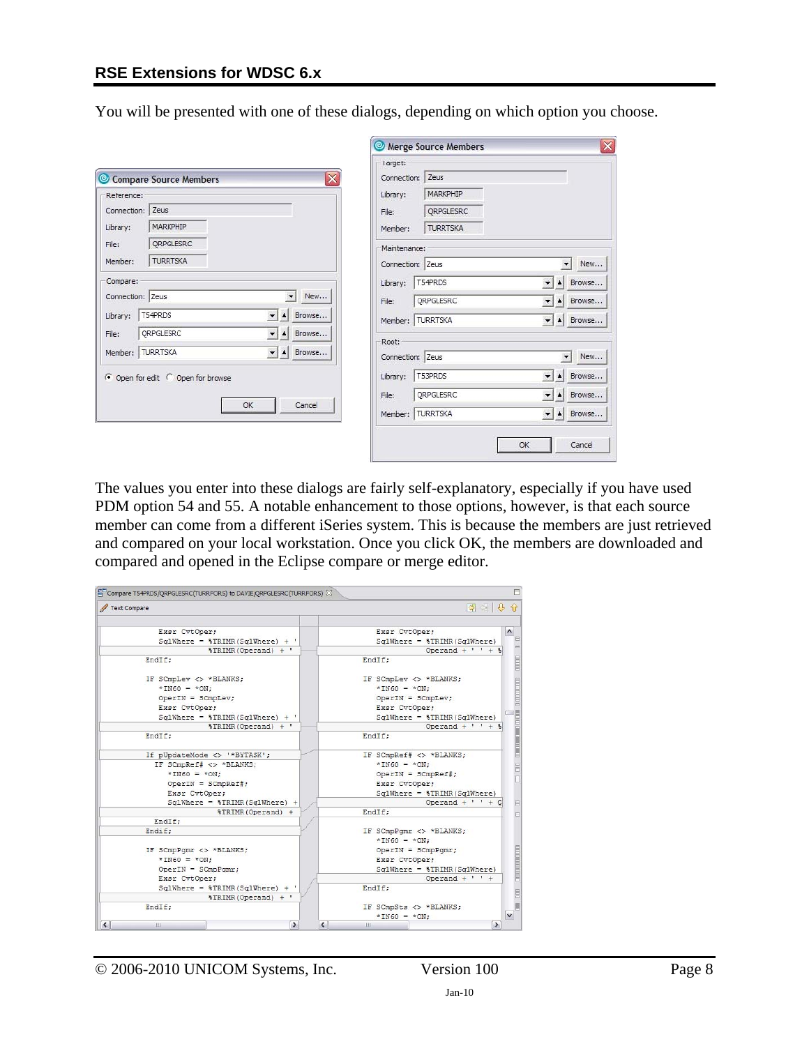You will be presented with one of these dialogs, depending on which option you choose.

The values you enter into these dialogs are fairly self-explanatory, especially if you have used PDM option 54 and 55. A notable enhancement to those options, however, is that each source member can come from a different iSeries system. This is because the members are just retrieved and compared on your local workstation. Once you click OK, the members are downloaded and compared and opened in the Eclipse compare or merge editor.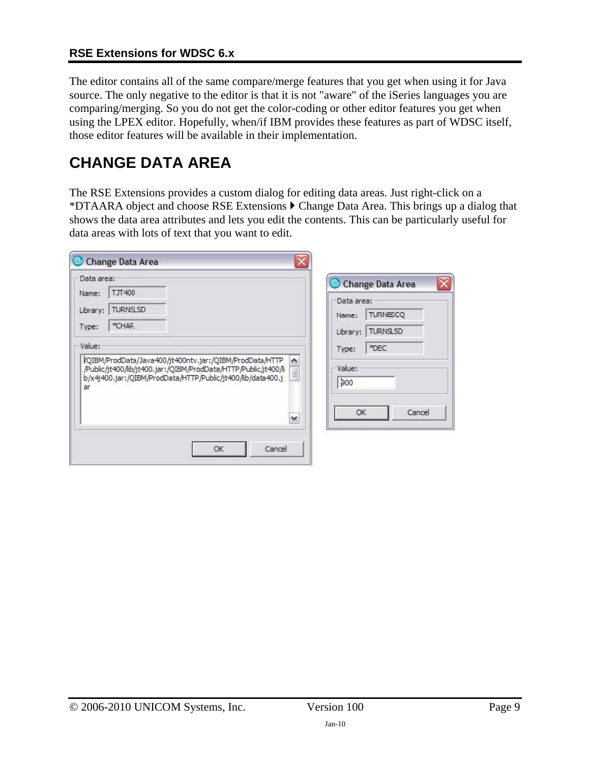The editor contains all of the same compare/merge features that you get when using it for Java source. The only negative to the editor is that it is not "aware" of the iSeries languages you are comparing/merging. So you do not get the color-coding or other editor features you get when using the LPEX editor. Hopefully, when/if IBM provides these features as part of WDSC itself, those editor features will be available in their implementation.

# CHANGE DATA AREA

The RSE Extensions provides a custom dialog for editing data areas. Just right-click on a *DTAARA object and choose RSE Extensions ▸ Change Data Area. This brings up a dialog that shows the data area attributes and lets you edit the contents. This can be particularly useful for data areas with lots of text that you want to edit.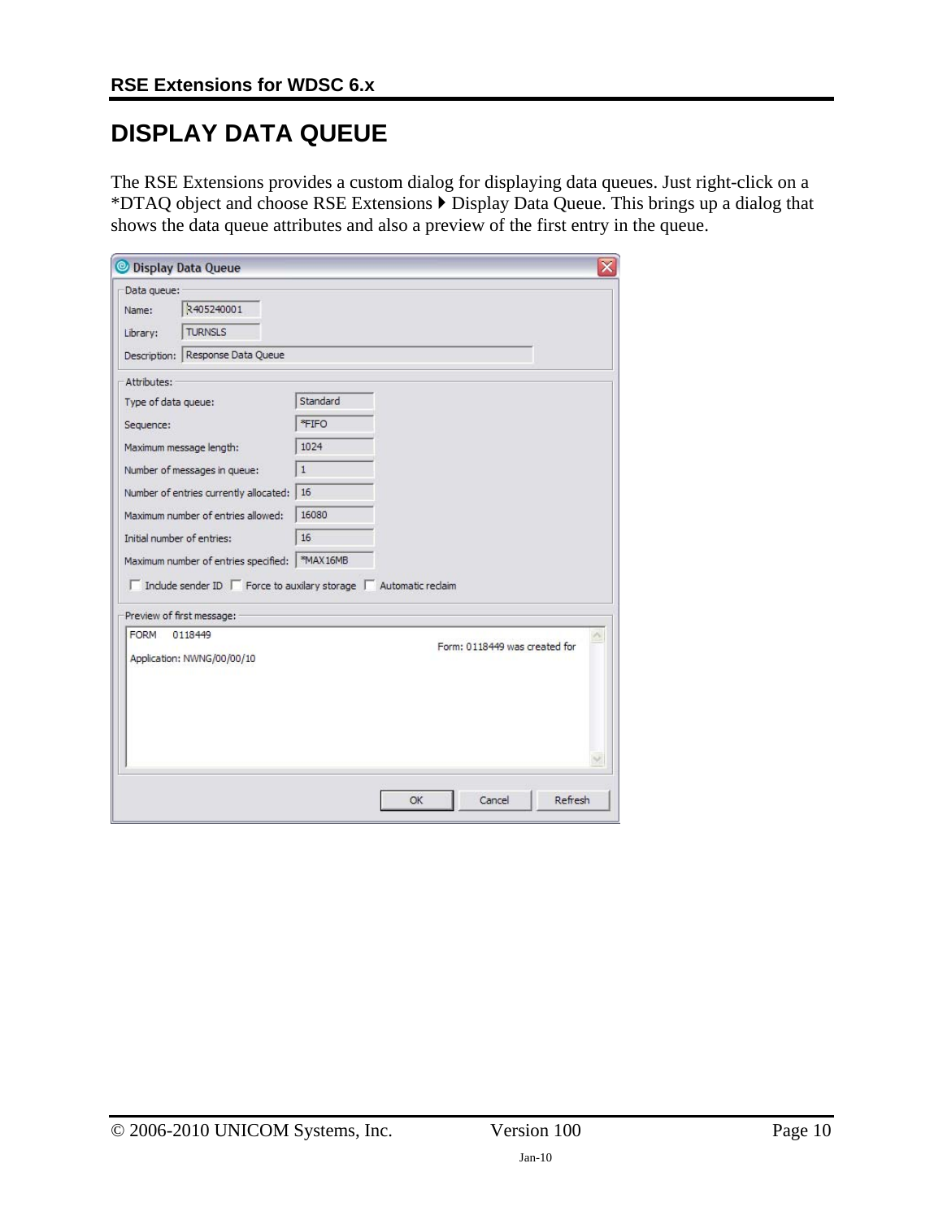# DISPLAY DATA QUEUE

The RSE Extensions provides a custom dialog for displaying data queues. Just right-click on a *DTAQ object and choose RSE Extensions ▸ Display Data Queue. This brings up a dialog that shows the data queue attributes and also a preview of the first entry in the queue.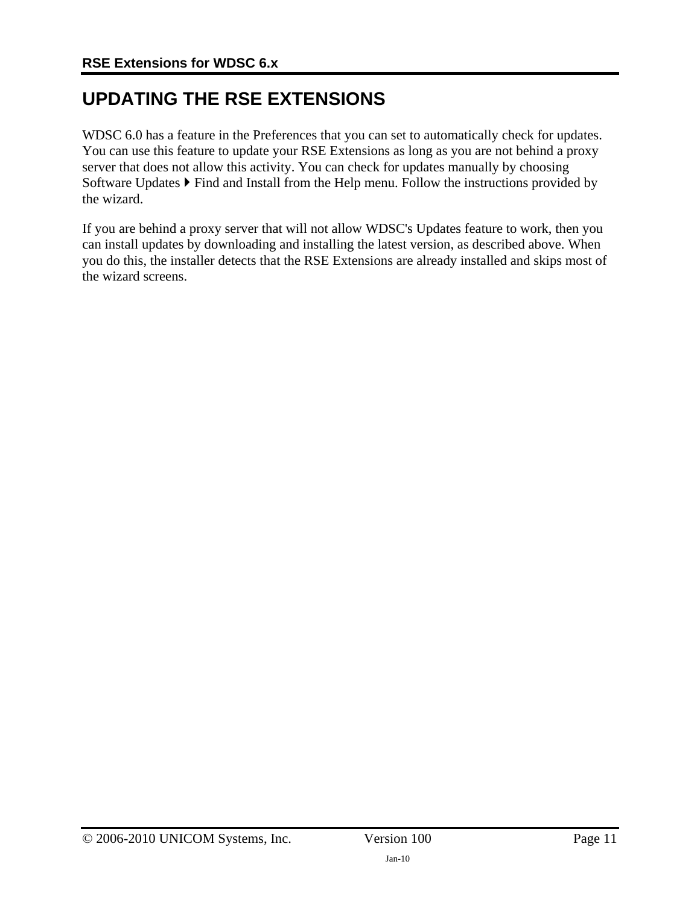# UPDATING THE RSE EXTENSIONS

WDSC 6.0 has a feature in the Preferences that you can set to automatically check for updates. You can use this feature to update your RSE Extensions as long as you are not behind a proxy server that does not allow this activity. You can check for updates manually by choosing Software Updates ▸ Find and Install from the Help menu. Follow the instructions provided by the wizard.

If you are behind a proxy server that will not allow WDSC's Updates feature to work, then you can install updates by downloading and installing the latest version, as described above. When you do this, the installer detects that the RSE Extensions are already installed and skips most of the wizard screens.